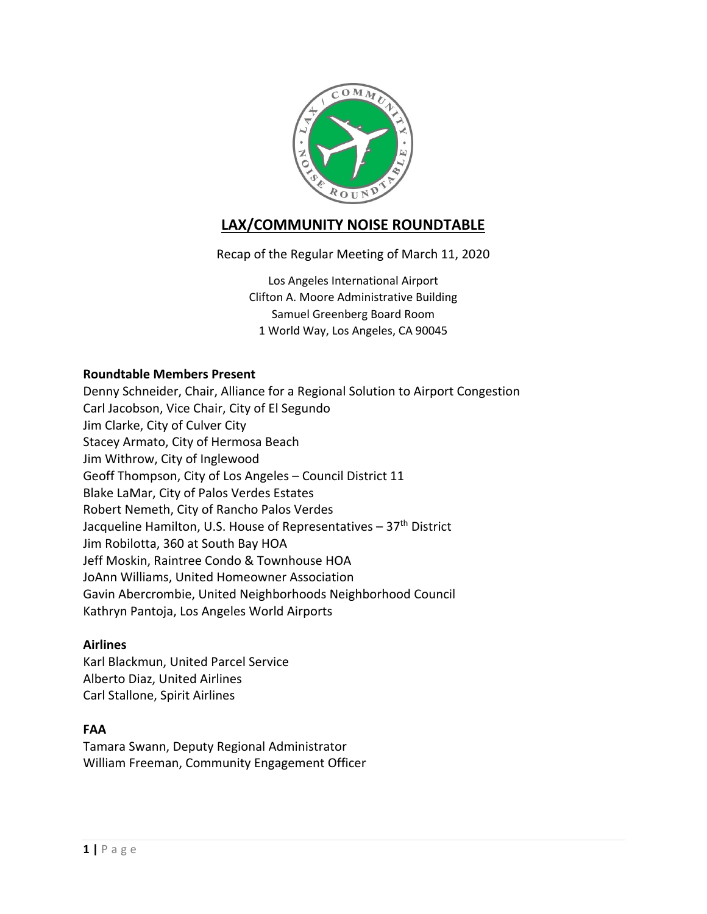# LAX/COMMUNITY NOISE ROUNDTABLE

Recap of the Regular Meeting of March 11, 2020

Los Angeles International Airport
Clifton A. Moore Administrative Building
Samuel Greenberg Board Room
1 World Way, Los Angeles, CA 90045

**Roundtable Members Present**

Denny Schneider, Chair, Alliance for a Regional Solution to Airport Congestion
Carl Jacobson, Vice Chair, City of El Segundo
Jim Clarke, City of Culver City
Stacey Armato, City of Hermosa Beach
Jim Withrow, City of Inglewood
Geoff Thompson, City of Los Angeles – Council District 11
Blake LaMar, City of Palos Verdes Estates
Robert Nemeth, City of Rancho Palos Verdes
Jacqueline Hamilton, U.S. House of Representatives – 37th District
Jim Robilotta, 360 at South Bay HOA
Jeff Moskin, Raintree Condo & Townhouse HOA
JoAnn Williams, United Homeowner Association
Gavin Abercrombie, United Neighborhoods Neighborhood Council
Kathryn Pantoja, Los Angeles World Airports

**Airlines**

Karl Blackmun, United Parcel Service
Alberto Diaz, United Airlines
Carl Stallone, Spirit Airlines

**FAA**

Tamara Swann, Deputy Regional Administrator
William Freeman, Community Engagement Officer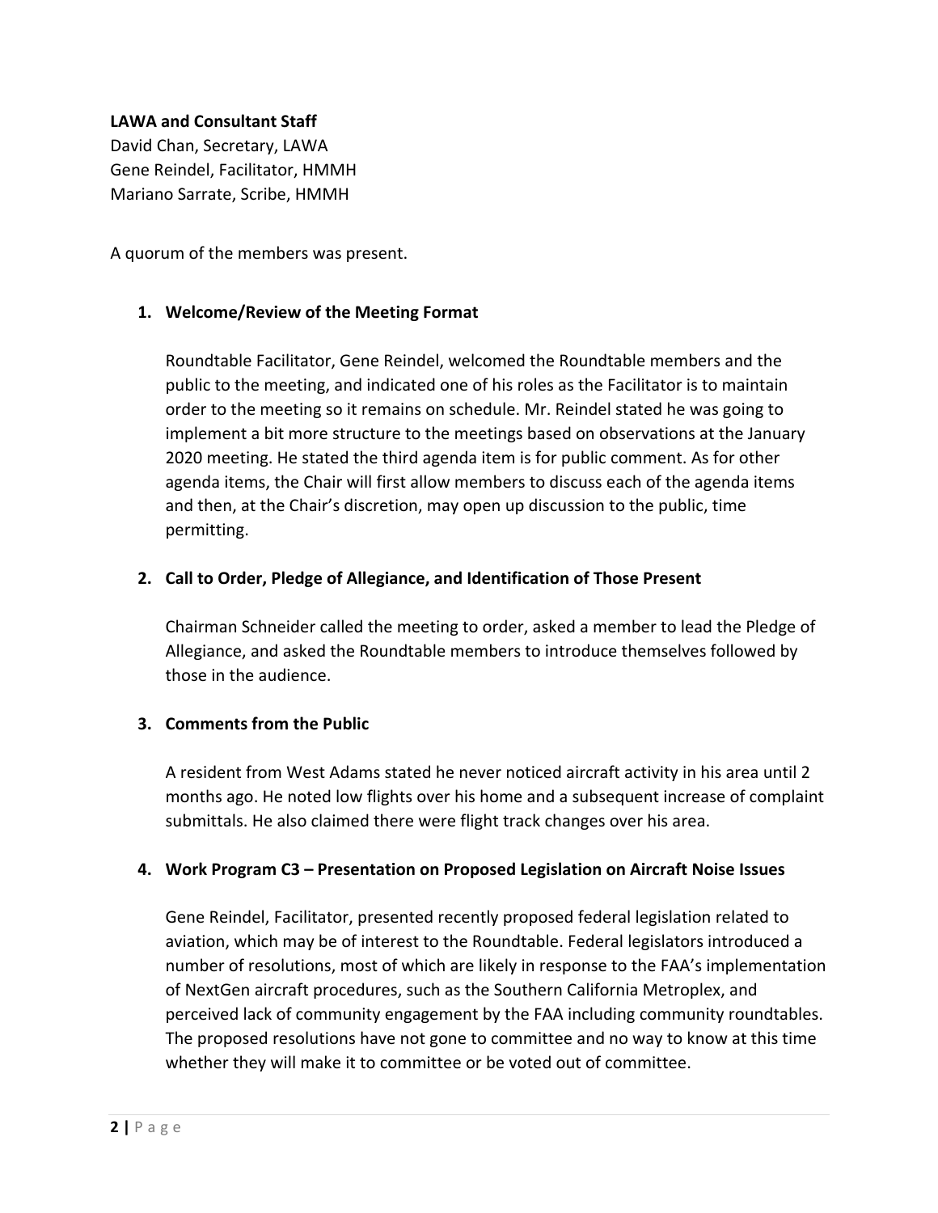**LAWA and Consultant Staff**
David Chan, Secretary, LAWA
Gene Reindel, Facilitator, HMMH
Mariano Sarrate, Scribe, HMMH

A quorum of the members was present.

1. **Welcome/Review of the Meeting Format**

   Roundtable Facilitator, Gene Reindel, welcomed the Roundtable members and the public to the meeting, and indicated one of his roles as the Facilitator is to maintain order to the meeting so it remains on schedule. Mr. Reindel stated he was going to implement a bit more structure to the meetings based on observations at the January 2020 meeting. He stated the third agenda item is for public comment. As for other agenda items, the Chair will first allow members to discuss each of the agenda items and then, at the Chair's discretion, may open up discussion to the public, time permitting.

2. **Call to Order, Pledge of Allegiance, and Identification of Those Present**

   Chairman Schneider called the meeting to order, asked a member to lead the Pledge of Allegiance, and asked the Roundtable members to introduce themselves followed by those in the audience.

3. **Comments from the Public**

   A resident from West Adams stated he never noticed aircraft activity in his area until 2 months ago. He noted low flights over his home and a subsequent increase of complaint submittals. He also claimed there were flight track changes over his area.

4. **Work Program C3 – Presentation on Proposed Legislation on Aircraft Noise Issues**

   Gene Reindel, Facilitator, presented recently proposed federal legislation related to aviation, which may be of interest to the Roundtable. Federal legislators introduced a number of resolutions, most of which are likely in response to the FAA's implementation of NextGen aircraft procedures, such as the Southern California Metroplex, and perceived lack of community engagement by the FAA including community roundtables. The proposed resolutions have not gone to committee and no way to know at this time whether they will make it to committee or be voted out of committee.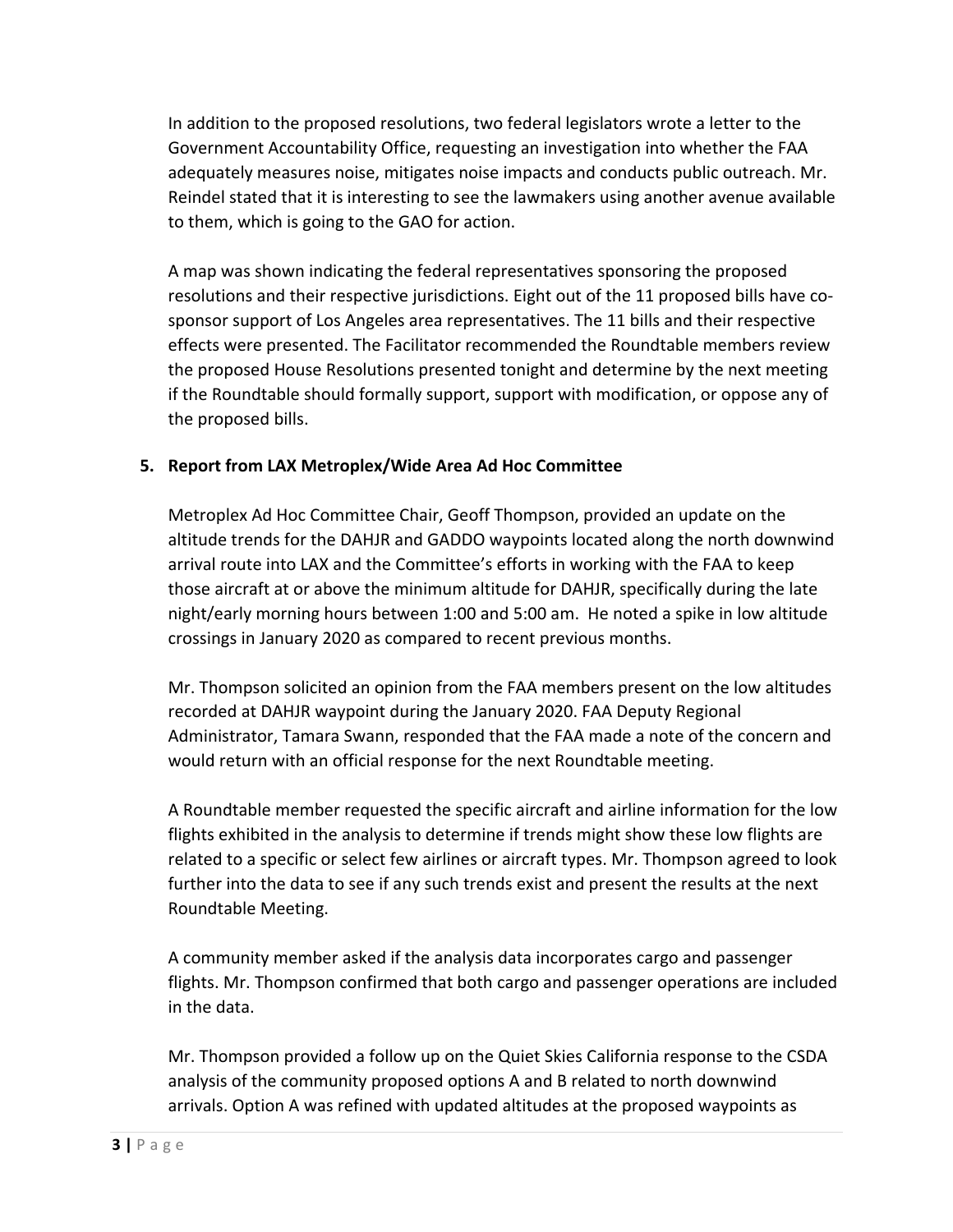In addition to the proposed resolutions, two federal legislators wrote a letter to the Government Accountability Office, requesting an investigation into whether the FAA adequately measures noise, mitigates noise impacts and conducts public outreach. Mr. Reindel stated that it is interesting to see the lawmakers using another avenue available to them, which is going to the GAO for action.

A map was shown indicating the federal representatives sponsoring the proposed resolutions and their respective jurisdictions. Eight out of the 11 proposed bills have co-sponsor support of Los Angeles area representatives. The 11 bills and their respective effects were presented. The Facilitator recommended the Roundtable members review the proposed House Resolutions presented tonight and determine by the next meeting if the Roundtable should formally support, support with modification, or oppose any of the proposed bills.

**5. Report from LAX Metroplex/Wide Area Ad Hoc Committee**

Metroplex Ad Hoc Committee Chair, Geoff Thompson, provided an update on the altitude trends for the DAHJR and GADDO waypoints located along the north downwind arrival route into LAX and the Committee's efforts in working with the FAA to keep those aircraft at or above the minimum altitude for DAHJR, specifically during the late night/early morning hours between 1:00 and 5:00 am. He noted a spike in low altitude crossings in January 2020 as compared to recent previous months.

Mr. Thompson solicited an opinion from the FAA members present on the low altitudes recorded at DAHJR waypoint during the January 2020. FAA Deputy Regional Administrator, Tamara Swann, responded that the FAA made a note of the concern and would return with an official response for the next Roundtable meeting.

A Roundtable member requested the specific aircraft and airline information for the low flights exhibited in the analysis to determine if trends might show these low flights are related to a specific or select few airlines or aircraft types. Mr. Thompson agreed to look further into the data to see if any such trends exist and present the results at the next Roundtable Meeting.

A community member asked if the analysis data incorporates cargo and passenger flights. Mr. Thompson confirmed that both cargo and passenger operations are included in the data.

Mr. Thompson provided a follow up on the Quiet Skies California response to the CSDA analysis of the community proposed options A and B related to north downwind arrivals. Option A was refined with updated altitudes at the proposed waypoints as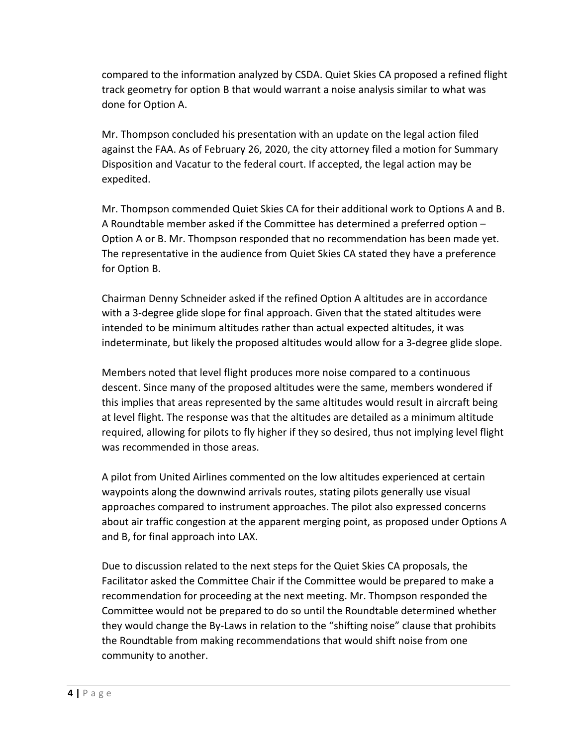compared to the information analyzed by CSDA. Quiet Skies CA proposed a refined flight track geometry for option B that would warrant a noise analysis similar to what was done for Option A.

Mr. Thompson concluded his presentation with an update on the legal action filed against the FAA. As of February 26, 2020, the city attorney filed a motion for Summary Disposition and Vacatur to the federal court. If accepted, the legal action may be expedited.

Mr. Thompson commended Quiet Skies CA for their additional work to Options A and B. A Roundtable member asked if the Committee has determined a preferred option – Option A or B. Mr. Thompson responded that no recommendation has been made yet. The representative in the audience from Quiet Skies CA stated they have a preference for Option B.

Chairman Denny Schneider asked if the refined Option A altitudes are in accordance with a 3-degree glide slope for final approach. Given that the stated altitudes were intended to be minimum altitudes rather than actual expected altitudes, it was indeterminate, but likely the proposed altitudes would allow for a 3-degree glide slope.

Members noted that level flight produces more noise compared to a continuous descent. Since many of the proposed altitudes were the same, members wondered if this implies that areas represented by the same altitudes would result in aircraft being at level flight. The response was that the altitudes are detailed as a minimum altitude required, allowing for pilots to fly higher if they so desired, thus not implying level flight was recommended in those areas.

A pilot from United Airlines commented on the low altitudes experienced at certain waypoints along the downwind arrivals routes, stating pilots generally use visual approaches compared to instrument approaches. The pilot also expressed concerns about air traffic congestion at the apparent merging point, as proposed under Options A and B, for final approach into LAX.

Due to discussion related to the next steps for the Quiet Skies CA proposals, the Facilitator asked the Committee Chair if the Committee would be prepared to make a recommendation for proceeding at the next meeting. Mr. Thompson responded the Committee would not be prepared to do so until the Roundtable determined whether they would change the By-Laws in relation to the "shifting noise" clause that prohibits the Roundtable from making recommendations that would shift noise from one community to another.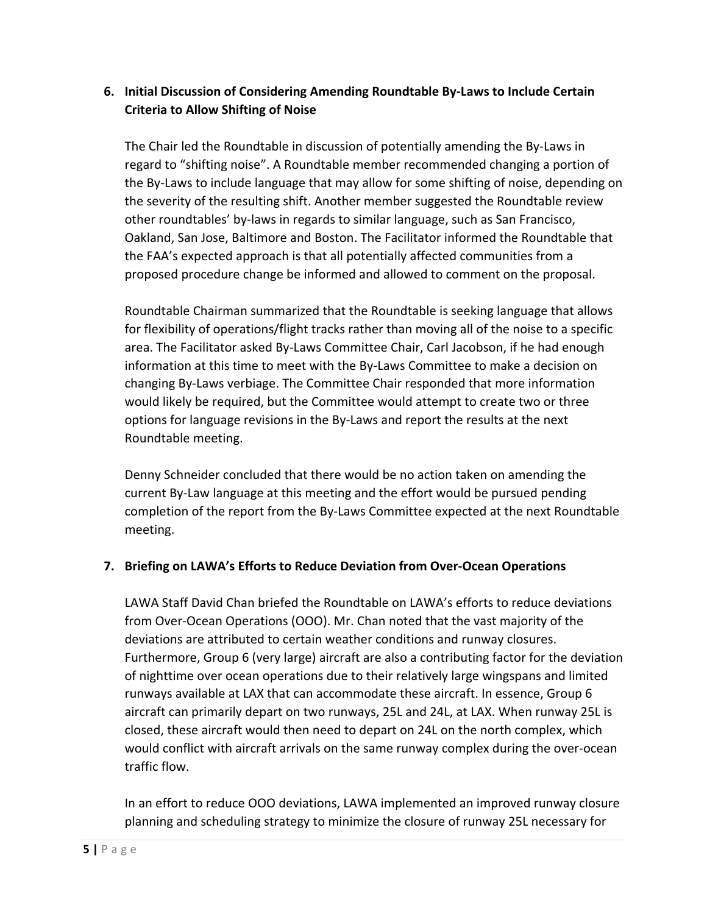## 6. Initial Discussion of Considering Amending Roundtable By-Laws to Include Certain Criteria to Allow Shifting of Noise

The Chair led the Roundtable in discussion of potentially amending the By-Laws in regard to "shifting noise". A Roundtable member recommended changing a portion of the By-Laws to include language that may allow for some shifting of noise, depending on the severity of the resulting shift. Another member suggested the Roundtable review other roundtables' by-laws in regards to similar language, such as San Francisco, Oakland, San Jose, Baltimore and Boston. The Facilitator informed the Roundtable that the FAA's expected approach is that all potentially affected communities from a proposed procedure change be informed and allowed to comment on the proposal.

Roundtable Chairman summarized that the Roundtable is seeking language that allows for flexibility of operations/flight tracks rather than moving all of the noise to a specific area. The Facilitator asked By-Laws Committee Chair, Carl Jacobson, if he had enough information at this time to meet with the By-Laws Committee to make a decision on changing By-Laws verbiage. The Committee Chair responded that more information would likely be required, but the Committee would attempt to create two or three options for language revisions in the By-Laws and report the results at the next Roundtable meeting.

Denny Schneider concluded that there would be no action taken on amending the current By-Law language at this meeting and the effort would be pursued pending completion of the report from the By-Laws Committee expected at the next Roundtable meeting.

## 7. Briefing on LAWA's Efforts to Reduce Deviation from Over-Ocean Operations

LAWA Staff David Chan briefed the Roundtable on LAWA's efforts to reduce deviations from Over-Ocean Operations (OOO). Mr. Chan noted that the vast majority of the deviations are attributed to certain weather conditions and runway closures. Furthermore, Group 6 (very large) aircraft are also a contributing factor for the deviation of nighttime over ocean operations due to their relatively large wingspans and limited runways available at LAX that can accommodate these aircraft. In essence, Group 6 aircraft can primarily depart on two runways, 25L and 24L, at LAX. When runway 25L is closed, these aircraft would then need to depart on 24L on the north complex, which would conflict with aircraft arrivals on the same runway complex during the over-ocean traffic flow.

In an effort to reduce OOO deviations, LAWA implemented an improved runway closure planning and scheduling strategy to minimize the closure of runway 25L necessary for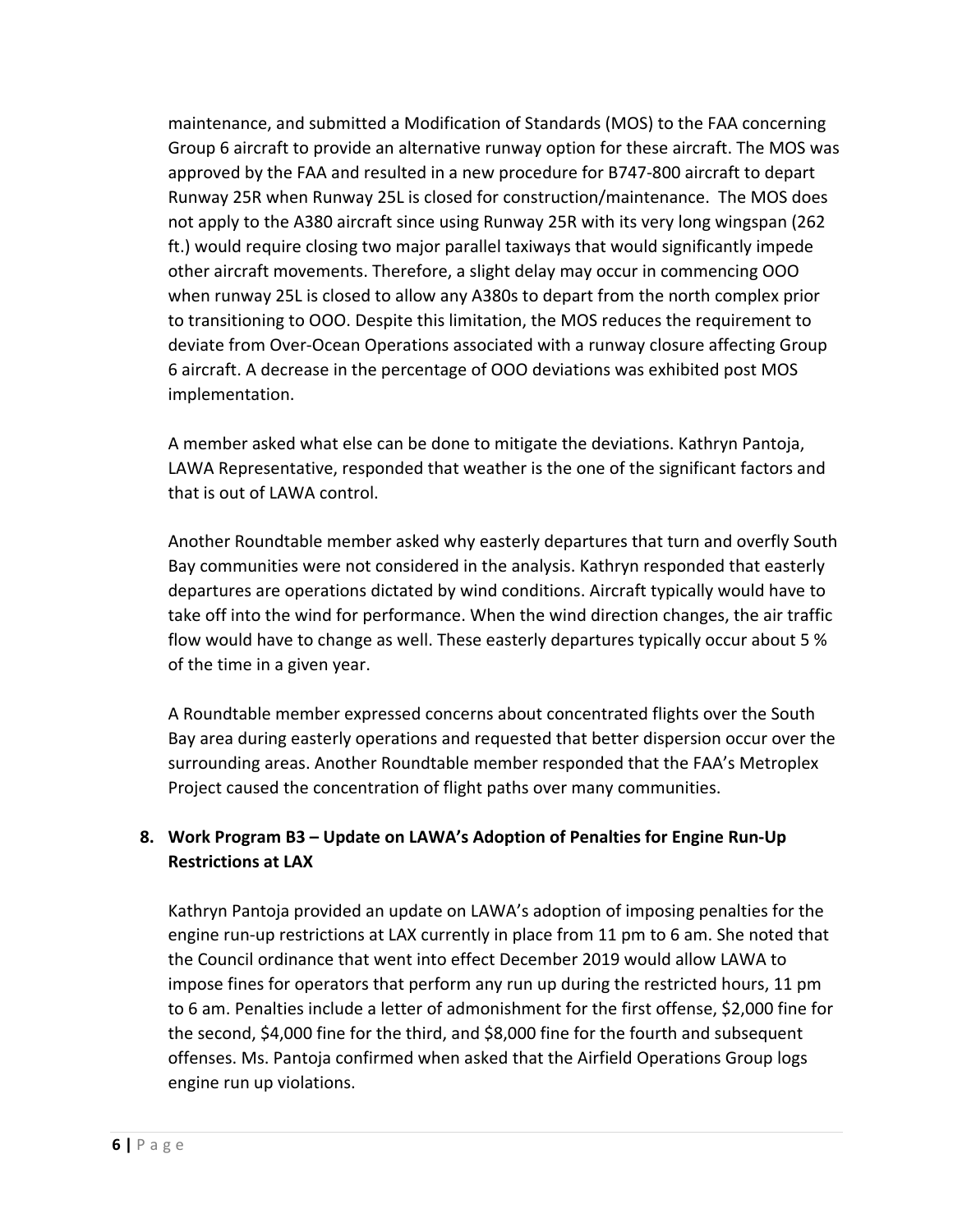maintenance, and submitted a Modification of Standards (MOS) to the FAA concerning Group 6 aircraft to provide an alternative runway option for these aircraft. The MOS was approved by the FAA and resulted in a new procedure for B747-800 aircraft to depart Runway 25R when Runway 25L is closed for construction/maintenance. The MOS does not apply to the A380 aircraft since using Runway 25R with its very long wingspan (262 ft.) would require closing two major parallel taxiways that would significantly impede other aircraft movements. Therefore, a slight delay may occur in commencing OOO when runway 25L is closed to allow any A380s to depart from the north complex prior to transitioning to OOO. Despite this limitation, the MOS reduces the requirement to deviate from Over-Ocean Operations associated with a runway closure affecting Group 6 aircraft. A decrease in the percentage of OOO deviations was exhibited post MOS implementation.

A member asked what else can be done to mitigate the deviations. Kathryn Pantoja, LAWA Representative, responded that weather is the one of the significant factors and that is out of LAWA control.

Another Roundtable member asked why easterly departures that turn and overfly South Bay communities were not considered in the analysis. Kathryn responded that easterly departures are operations dictated by wind conditions. Aircraft typically would have to take off into the wind for performance. When the wind direction changes, the air traffic flow would have to change as well. These easterly departures typically occur about 5 % of the time in a given year.

A Roundtable member expressed concerns about concentrated flights over the South Bay area during easterly operations and requested that better dispersion occur over the surrounding areas. Another Roundtable member responded that the FAA's Metroplex Project caused the concentration of flight paths over many communities.

## 8. Work Program B3 – Update on LAWA's Adoption of Penalties for Engine Run-Up Restrictions at LAX

Kathryn Pantoja provided an update on LAWA's adoption of imposing penalties for the engine run-up restrictions at LAX currently in place from 11 pm to 6 am. She noted that the Council ordinance that went into effect December 2019 would allow LAWA to impose fines for operators that perform any run up during the restricted hours, 11 pm to 6 am. Penalties include a letter of admonishment for the first offense, $2,000 fine for the second, $4,000 fine for the third, and $8,000 fine for the fourth and subsequent offenses. Ms. Pantoja confirmed when asked that the Airfield Operations Group logs engine run up violations.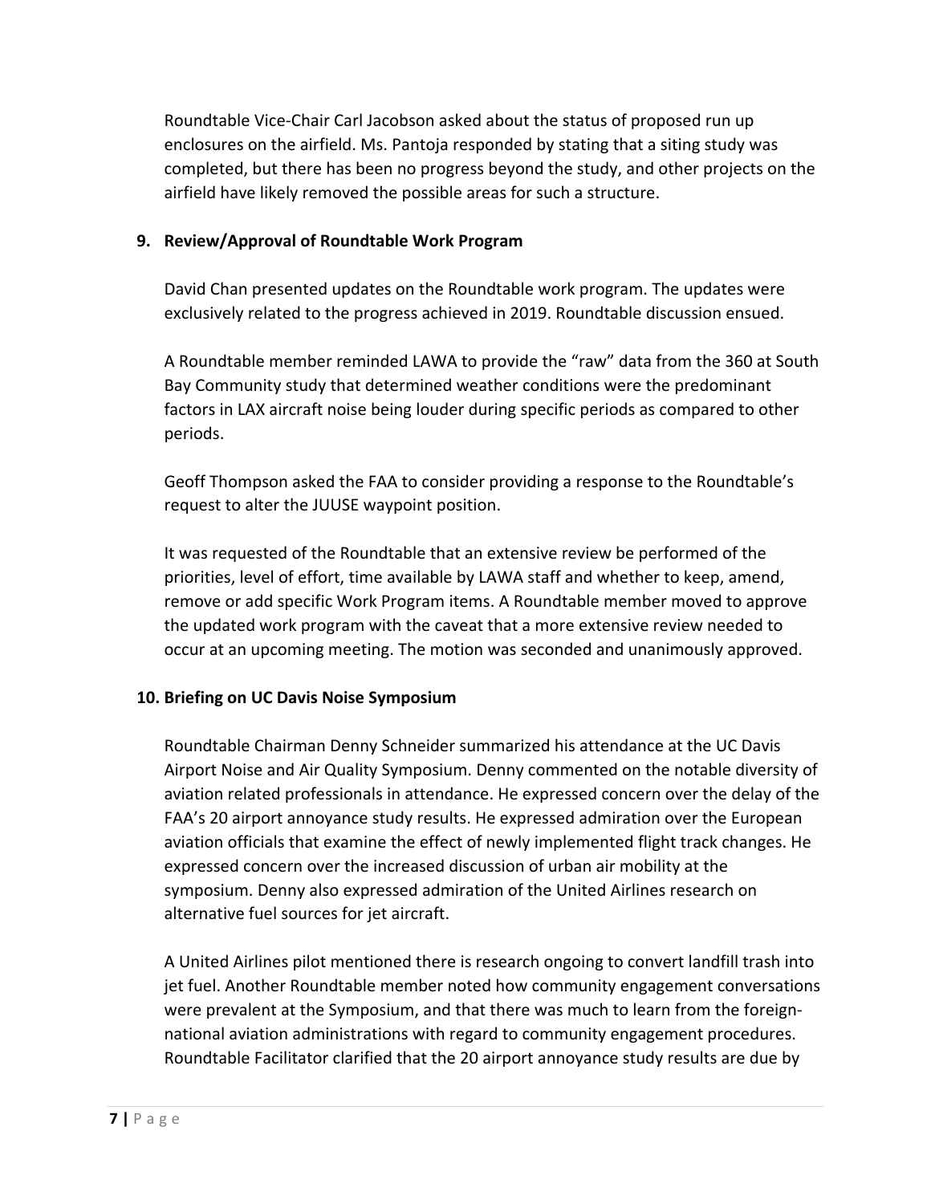Roundtable Vice-Chair Carl Jacobson asked about the status of proposed run up enclosures on the airfield. Ms. Pantoja responded by stating that a siting study was completed, but there has been no progress beyond the study, and other projects on the airfield have likely removed the possible areas for such a structure.

**9. Review/Approval of Roundtable Work Program**

David Chan presented updates on the Roundtable work program. The updates were exclusively related to the progress achieved in 2019. Roundtable discussion ensued.

A Roundtable member reminded LAWA to provide the "raw" data from the 360 at South Bay Community study that determined weather conditions were the predominant factors in LAX aircraft noise being louder during specific periods as compared to other periods.

Geoff Thompson asked the FAA to consider providing a response to the Roundtable's request to alter the JUUSE waypoint position.

It was requested of the Roundtable that an extensive review be performed of the priorities, level of effort, time available by LAWA staff and whether to keep, amend, remove or add specific Work Program items. A Roundtable member moved to approve the updated work program with the caveat that a more extensive review needed to occur at an upcoming meeting. The motion was seconded and unanimously approved.

**10. Briefing on UC Davis Noise Symposium**

Roundtable Chairman Denny Schneider summarized his attendance at the UC Davis Airport Noise and Air Quality Symposium. Denny commented on the notable diversity of aviation related professionals in attendance. He expressed concern over the delay of the FAA's 20 airport annoyance study results. He expressed admiration over the European aviation officials that examine the effect of newly implemented flight track changes. He expressed concern over the increased discussion of urban air mobility at the symposium. Denny also expressed admiration of the United Airlines research on alternative fuel sources for jet aircraft.

A United Airlines pilot mentioned there is research ongoing to convert landfill trash into jet fuel. Another Roundtable member noted how community engagement conversations were prevalent at the Symposium, and that there was much to learn from the foreign-national aviation administrations with regard to community engagement procedures. Roundtable Facilitator clarified that the 20 airport annoyance study results are due by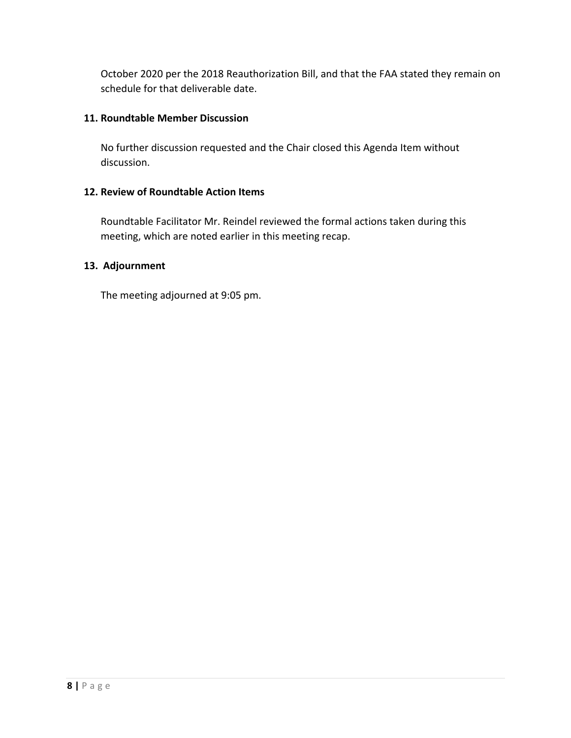October 2020 per the 2018 Reauthorization Bill, and that the FAA stated they remain on schedule for that deliverable date.

**11. Roundtable Member Discussion**

No further discussion requested and the Chair closed this Agenda Item without discussion.

**12. Review of Roundtable Action Items**

Roundtable Facilitator Mr. Reindel reviewed the formal actions taken during this meeting, which are noted earlier in this meeting recap.

**13. Adjournment**

The meeting adjourned at 9:05 pm.